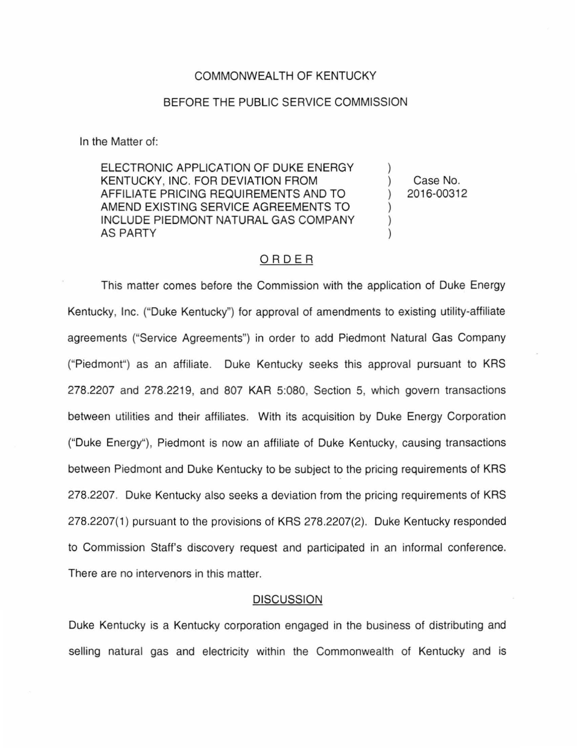COMMONWEALTH OF KENTUCKY

BEFORE THE PUBLIC SERVICE COMMISSION

In the Matter of:

| | | |
|---|---|---|
| ELECTRONIC APPLICATION OF DUKE ENERGY KENTUCKY, INC. FOR DEVIATION FROM AFFILIATE PRICING REQUIREMENTS AND TO AMEND EXISTING SERVICE AGREEMENTS TO INCLUDE PIEDMONT NATURAL GAS COMPANY AS PARTY | ) | Case No. 2016-00312 |

## ORDER

This matter comes before the Commission with the application of Duke Energy Kentucky, Inc. ("Duke Kentucky") for approval of amendments to existing utility-affiliate agreements ("Service Agreements") in order to add Piedmont Natural Gas Company ("Piedmont") as an affiliate. Duke Kentucky seeks this approval pursuant to KRS 278.2207 and 278.2219, and 807 KAR 5:080, Section 5, which govern transactions between utilities and their affiliates. With its acquisition by Duke Energy Corporation ("Duke Energy"), Piedmont is now an affiliate of Duke Kentucky, causing transactions between Piedmont and Duke Kentucky to be subject to the pricing requirements of KRS 278.2207. Duke Kentucky also seeks a deviation from the pricing requirements of KRS 278.2207(1) pursuant to the provisions of KRS 278.2207(2). Duke Kentucky responded to Commission Staff's discovery request and participated in an informal conference. There are no intervenors in this matter.

## DISCUSSION

Duke Kentucky is a Kentucky corporation engaged in the business of distributing and selling natural gas and electricity within the Commonwealth of Kentucky and is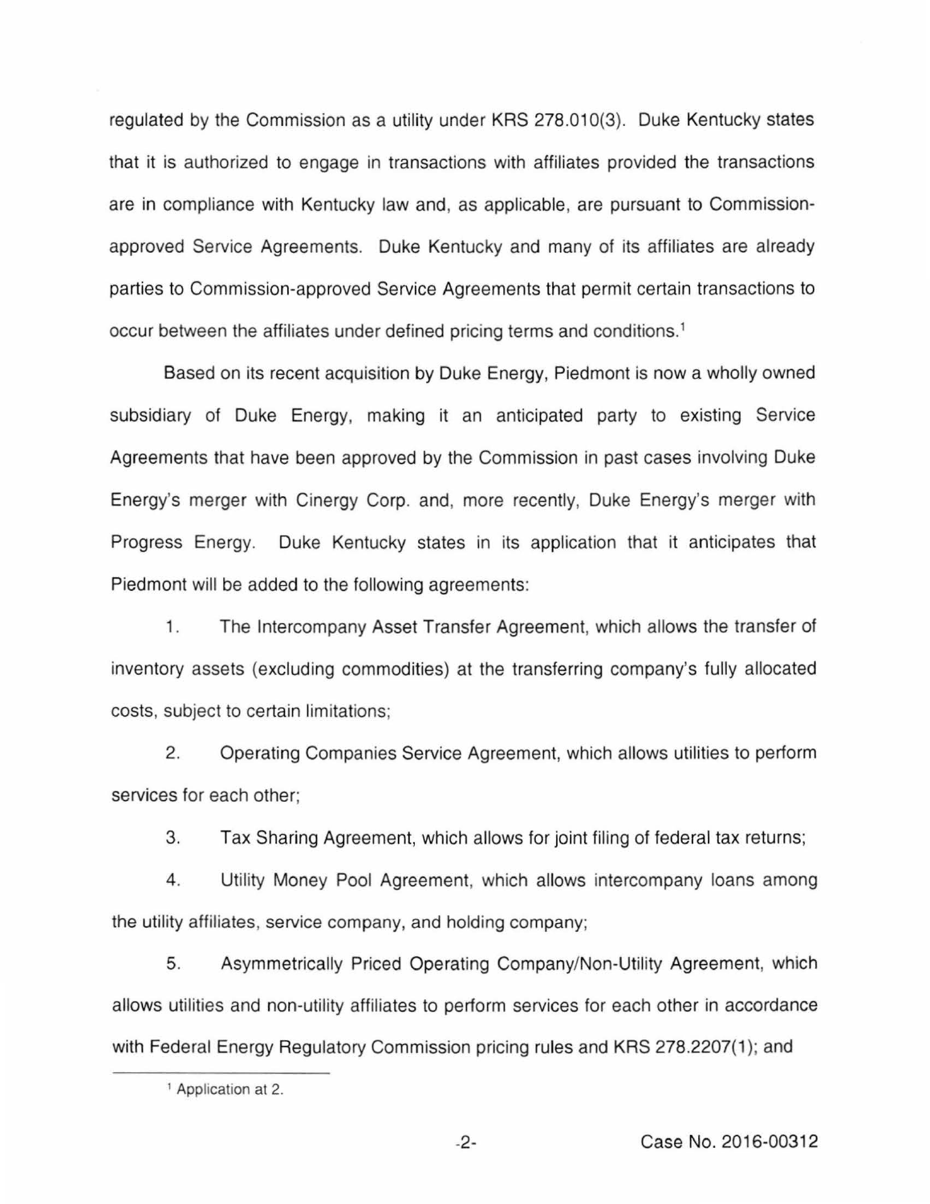regulated by the Commission as a utility under KRS 278.010(3). Duke Kentucky states that it is authorized to engage in transactions with affiliates provided the transactions are in compliance with Kentucky law and, as applicable, are pursuant to Commission-approved Service Agreements. Duke Kentucky and many of its affiliates are already parties to Commission-approved Service Agreements that permit certain transactions to occur between the affiliates under defined pricing terms and conditions.[1]

Based on its recent acquisition by Duke Energy, Piedmont is now a wholly owned subsidiary of Duke Energy, making it an anticipated party to existing Service Agreements that have been approved by the Commission in past cases involving Duke Energy's merger with Cinergy Corp. and, more recently, Duke Energy's merger with Progress Energy. Duke Kentucky states in its application that it anticipates that Piedmont will be added to the following agreements:

1. The Intercompany Asset Transfer Agreement, which allows the transfer of inventory assets (excluding commodities) at the transferring company's fully allocated costs, subject to certain limitations;

2. Operating Companies Service Agreement, which allows utilities to perform services for each other;

3. Tax Sharing Agreement, which allows for joint filing of federal tax returns;

4. Utility Money Pool Agreement, which allows intercompany loans among the utility affiliates, service company, and holding company;

5. Asymmetrically Priced Operating Company/Non-Utility Agreement, which allows utilities and non-utility affiliates to perform services for each other in accordance with Federal Energy Regulatory Commission pricing rules and KRS 278.2207(1); and

[1] Application at 2.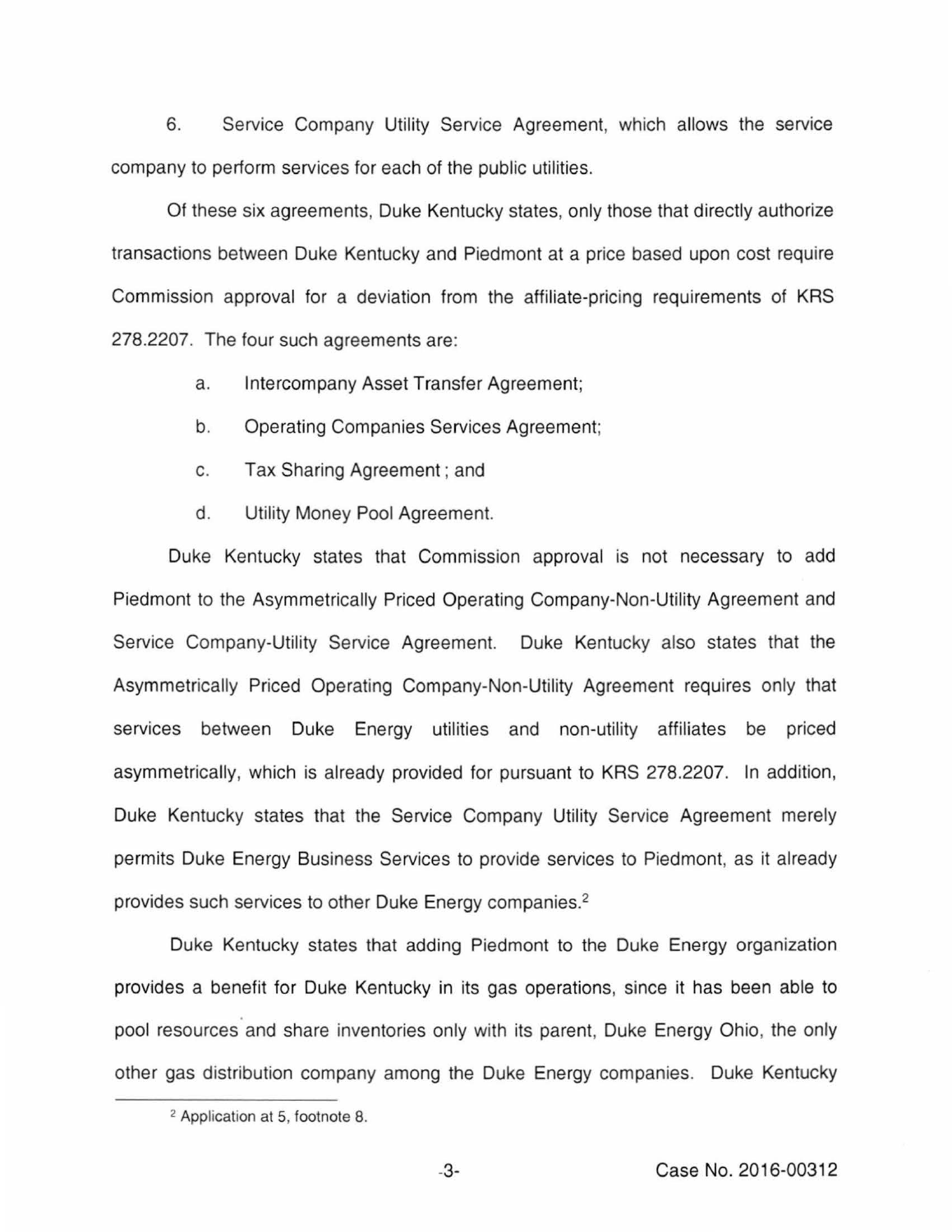6. Service Company Utility Service Agreement, which allows the service company to perform services for each of the public utilities.

Of these six agreements, Duke Kentucky states, only those that directly authorize transactions between Duke Kentucky and Piedmont at a price based upon cost require Commission approval for a deviation from the affiliate-pricing requirements of KRS 278.2207. The four such agreements are:

a. Intercompany Asset Transfer Agreement;

b. Operating Companies Services Agreement;

c. Tax Sharing Agreement ; and

d. Utility Money Pool Agreement.

Duke Kentucky states that Commission approval is not necessary to add Piedmont to the Asymmetrically Priced Operating Company-Non-Utility Agreement and Service Company-Utility Service Agreement. Duke Kentucky also states that the Asymmetrically Priced Operating Company-Non-Utility Agreement requires only that services between Duke Energy utilities and non-utility affiliates be priced asymmetrically, which is already provided for pursuant to KRS 278.2207. In addition, Duke Kentucky states that the Service Company Utility Service Agreement merely permits Duke Energy Business Services to provide services to Piedmont, as it already provides such services to other Duke Energy companies.[2]

Duke Kentucky states that adding Piedmont to the Duke Energy organization provides a benefit for Duke Kentucky in its gas operations, since it has been able to pool resources and share inventories only with its parent, Duke Energy Ohio, the only other gas distribution company among the Duke Energy companies. Duke Kentucky

[2] Application at 5, footnote 8.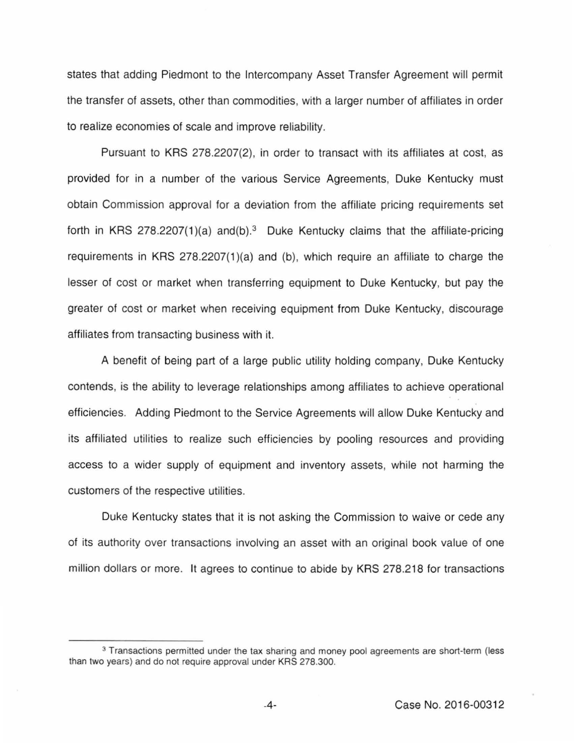states that adding Piedmont to the Intercompany Asset Transfer Agreement will permit the transfer of assets, other than commodities, with a larger number of affiliates in order to realize economies of scale and improve reliability.

Pursuant to KRS 278.2207(2), in order to transact with its affiliates at cost, as provided for in a number of the various Service Agreements, Duke Kentucky must obtain Commission approval for a deviation from the affiliate pricing requirements set forth in KRS 278.2207(1)(a) and(b).[3] Duke Kentucky claims that the affiliate-pricing requirements in KRS 278.2207(1)(a) and (b), which require an affiliate to charge the lesser of cost or market when transferring equipment to Duke Kentucky, but pay the greater of cost or market when receiving equipment from Duke Kentucky, discourage affiliates from transacting business with it.

A benefit of being part of a large public utility holding company, Duke Kentucky contends, is the ability to leverage relationships among affiliates to achieve operational efficiencies. Adding Piedmont to the Service Agreements will allow Duke Kentucky and its affiliated utilities to realize such efficiencies by pooling resources and providing access to a wider supply of equipment and inventory assets, while not harming the customers of the respective utilities.

Duke Kentucky states that it is not asking the Commission to waive or cede any of its authority over transactions involving an asset with an original book value of one million dollars or more. It agrees to continue to abide by KRS 278.218 for transactions

[3] Transactions permitted under the tax sharing and money pool agreements are short-term (less than two years) and do not require approval under KRS 278.300.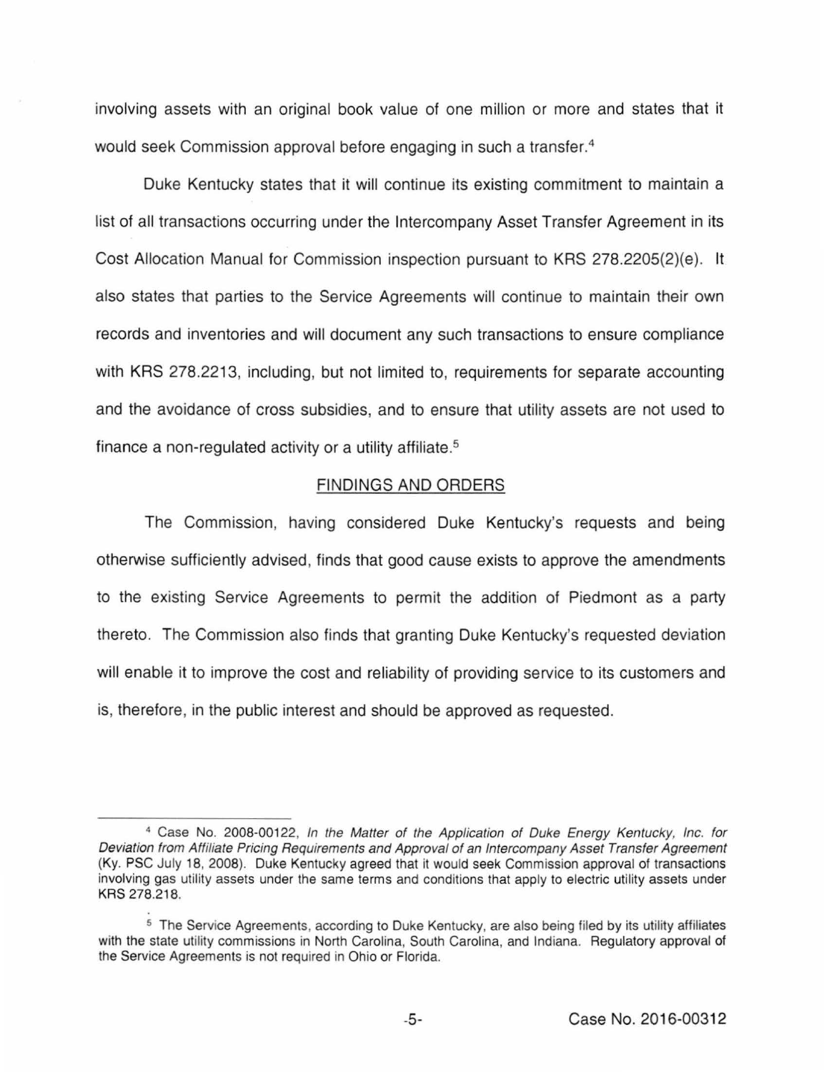involving assets with an original book value of one million or more and states that it would seek Commission approval before engaging in such a transfer.[4]

Duke Kentucky states that it will continue its existing commitment to maintain a list of all transactions occurring under the Intercompany Asset Transfer Agreement in its Cost Allocation Manual for Commission inspection pursuant to KRS 278.2205(2)(e). It also states that parties to the Service Agreements will continue to maintain their own records and inventories and will document any such transactions to ensure compliance with KRS 278.2213, including, but not limited to, requirements for separate accounting and the avoidance of cross subsidies, and to ensure that utility assets are not used to finance a non-regulated activity or a utility affiliate.[5]

## FINDINGS AND ORDERS

The Commission, having considered Duke Kentucky's requests and being otherwise sufficiently advised, finds that good cause exists to approve the amendments to the existing Service Agreements to permit the addition of Piedmont as a party thereto. The Commission also finds that granting Duke Kentucky's requested deviation will enable it to improve the cost and reliability of providing service to its customers and is, therefore, in the public interest and should be approved as requested.

---

[4] Case No. 2008-00122, *In the Matter of the Application of Duke Energy Kentucky, Inc. for Deviation from Affiliate Pricing Requirements and Approval of an Intercompany Asset Transfer Agreement* (Ky. PSC July 18, 2008). Duke Kentucky agreed that it would seek Commission approval of transactions involving gas utility assets under the same terms and conditions that apply to electric utility assets under KRS 278.218.

[5] The Service Agreements, according to Duke Kentucky, are also being filed by its utility affiliates with the state utility commissions in North Carolina, South Carolina, and Indiana. Regulatory approval of the Service Agreements is not required in Ohio or Florida.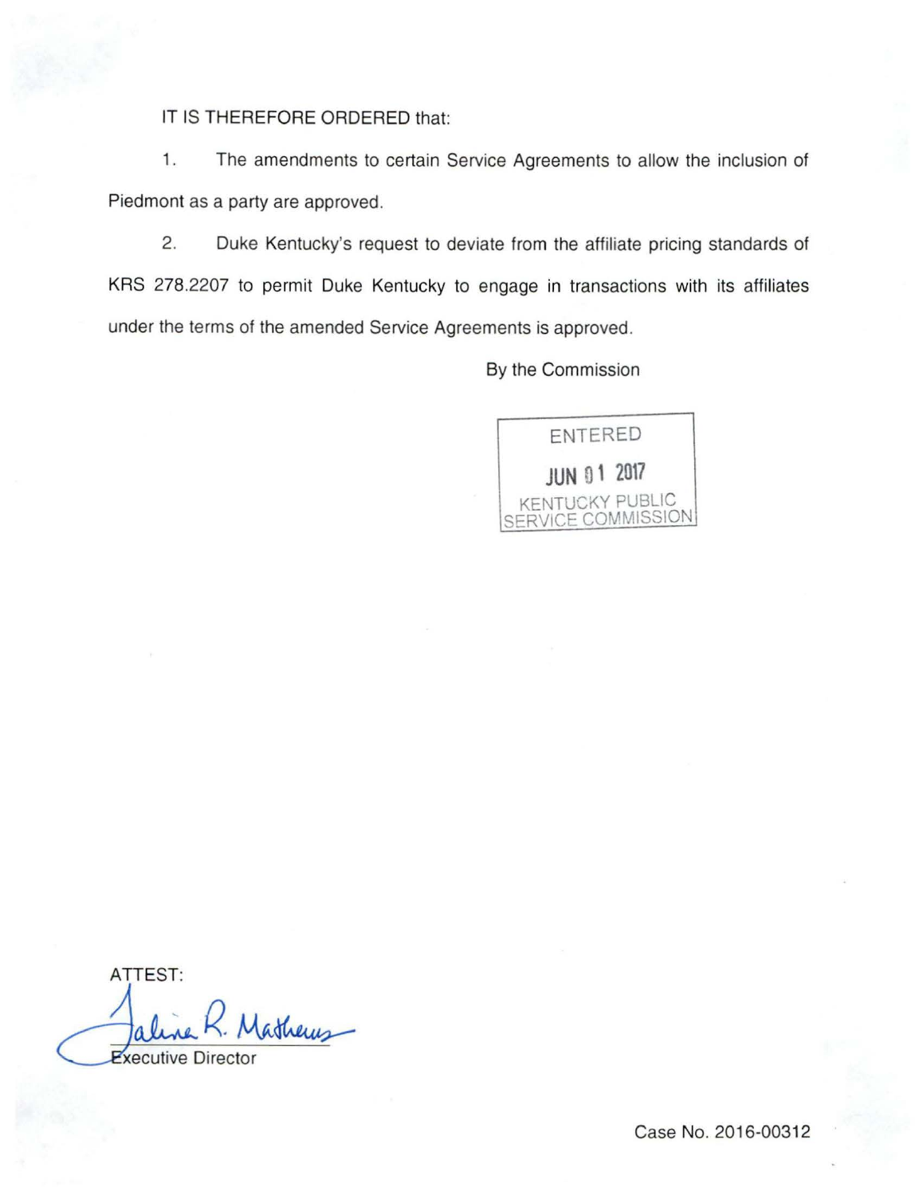IT IS THEREFORE ORDERED that:

1. The amendments to certain Service Agreements to allow the inclusion of Piedmont as a party are approved.

2. Duke Kentucky's request to deviate from the affiliate pricing standards of KRS 278.2207 to permit Duke Kentucky to engage in transactions with its affiliates under the terms of the amended Service Agreements is approved.

By the Commission

ENTERED

JUN 01 2017

KENTUCKY PUBLIC SERVICE COMMISSION

ATTEST:

Executive Director

Case No. 2016-00312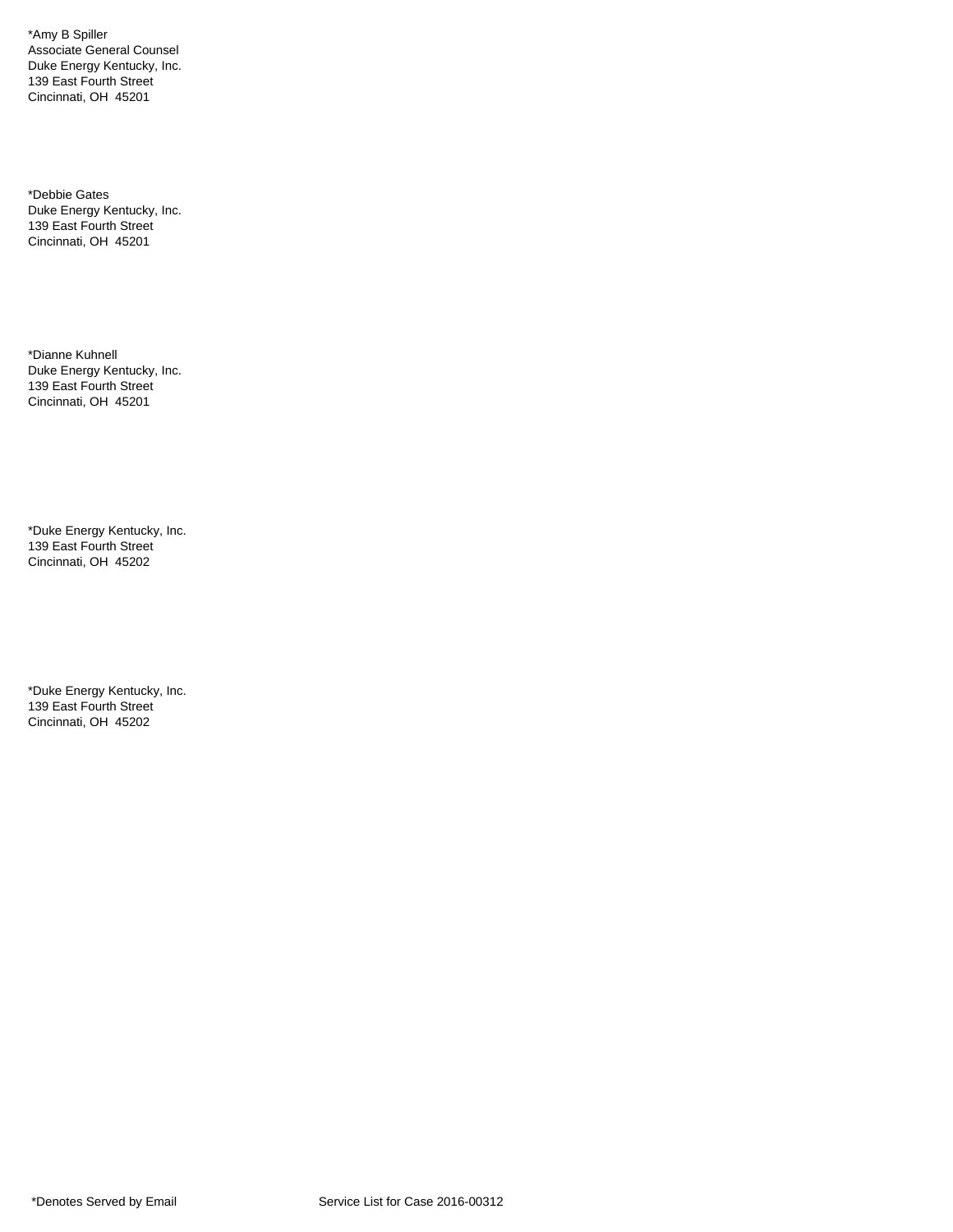*Amy B Spiller
Associate General Counsel
Duke Energy Kentucky, Inc.
139 East Fourth Street
Cincinnati, OH  45201

*Debbie Gates
Duke Energy Kentucky, Inc.
139 East Fourth Street
Cincinnati, OH  45201

*Dianne Kuhnell
Duke Energy Kentucky, Inc.
139 East Fourth Street
Cincinnati, OH  45201

*Duke Energy Kentucky, Inc.
139 East Fourth Street
Cincinnati, OH  45202

*Duke Energy Kentucky, Inc.
139 East Fourth Street
Cincinnati, OH  45202

*Denotes Served by Email

Service List for Case 2016-00312